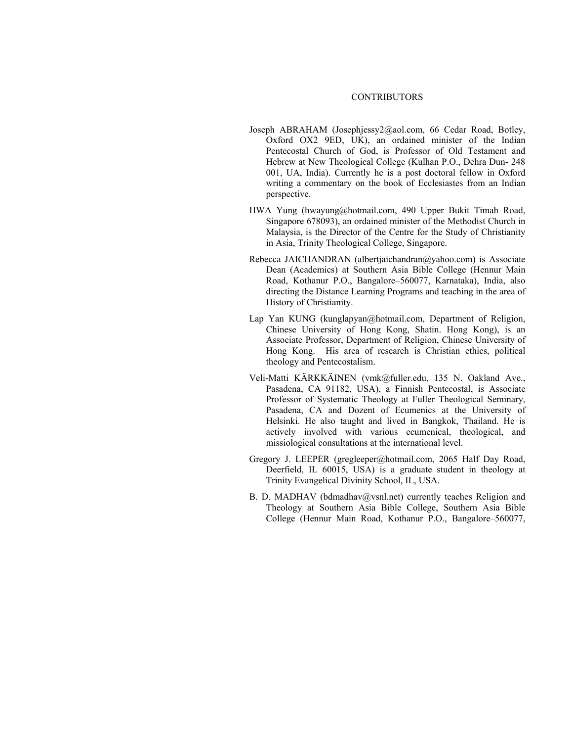# CONTRIBUTORS

Joseph ABRAHAM (Josephjessy2@aol.com, 66 Cedar Road, Botley, Oxford OX2 9ED, UK), an ordained minister of the Indian Pentecostal Church of God, is Professor of Old Testament and Hebrew at New Theological College (Kulhan P.O., Dehra Dun- 248 001, UA, India). Currently he is a post doctoral fellow in Oxford writing a commentary on the book of Ecclesiastes from an Indian perspective.

HWA Yung (hwayung@hotmail.com, 490 Upper Bukit Timah Road, Singapore 678093), an ordained minister of the Methodist Church in Malaysia, is the Director of the Centre for the Study of Christianity in Asia, Trinity Theological College, Singapore.

Rebecca JAICHANDRAN (albertjaichandran@yahoo.com) is Associate Dean (Academics) at Southern Asia Bible College (Hennur Main Road, Kothanur P.O., Bangalore–560077, Karnataka), India, also directing the Distance Learning Programs and teaching in the area of History of Christianity.

Lap Yan KUNG (kunglapyan@hotmail.com, Department of Religion, Chinese University of Hong Kong, Shatin. Hong Kong), is an Associate Professor, Department of Religion, Chinese University of Hong Kong. His area of research is Christian ethics, political theology and Pentecostalism.

Veli-Matti KÄRKKÄINEN (vmk@fuller.edu, 135 N. Oakland Ave., Pasadena, CA 91182, USA), a Finnish Pentecostal, is Associate Professor of Systematic Theology at Fuller Theological Seminary, Pasadena, CA and Dozent of Ecumenics at the University of Helsinki. He also taught and lived in Bangkok, Thailand. He is actively involved with various ecumenical, theological, and missiological consultations at the international level.

Gregory J. LEEPER (gregleeper@hotmail.com, 2065 Half Day Road, Deerfield, IL 60015, USA) is a graduate student in theology at Trinity Evangelical Divinity School, IL, USA.

B. D. MADHAV (bdmadhav@vsnl.net) currently teaches Religion and Theology at Southern Asia Bible College, Southern Asia Bible College (Hennur Main Road, Kothanur P.O., Bangalore–560077,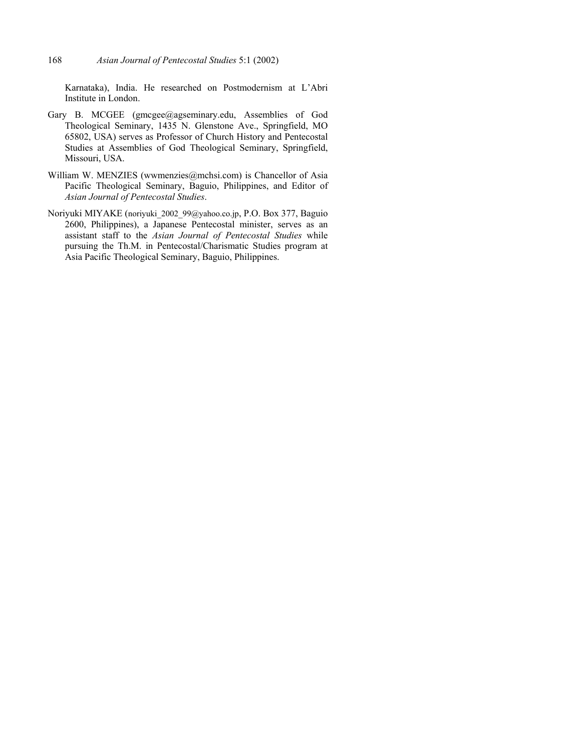Karnataka), India. He researched on Postmodernism at L'Abri Institute in London.

Gary B. MCGEE (gmcgee@agseminary.edu, Assemblies of God Theological Seminary, 1435 N. Glenstone Ave., Springfield, MO 65802, USA) serves as Professor of Church History and Pentecostal Studies at Assemblies of God Theological Seminary, Springfield, Missouri, USA.

William W. MENZIES (wwmenzies@mchsi.com) is Chancellor of Asia Pacific Theological Seminary, Baguio, Philippines, and Editor of *Asian Journal of Pentecostal Studies*.

Noriyuki MIYAKE (noriyuki_2002_99@yahoo.co.jp, P.O. Box 377, Baguio 2600, Philippines), a Japanese Pentecostal minister, serves as an assistant staff to the *Asian Journal of Pentecostal Studies* while pursuing the Th.M. in Pentecostal/Charismatic Studies program at Asia Pacific Theological Seminary, Baguio, Philippines.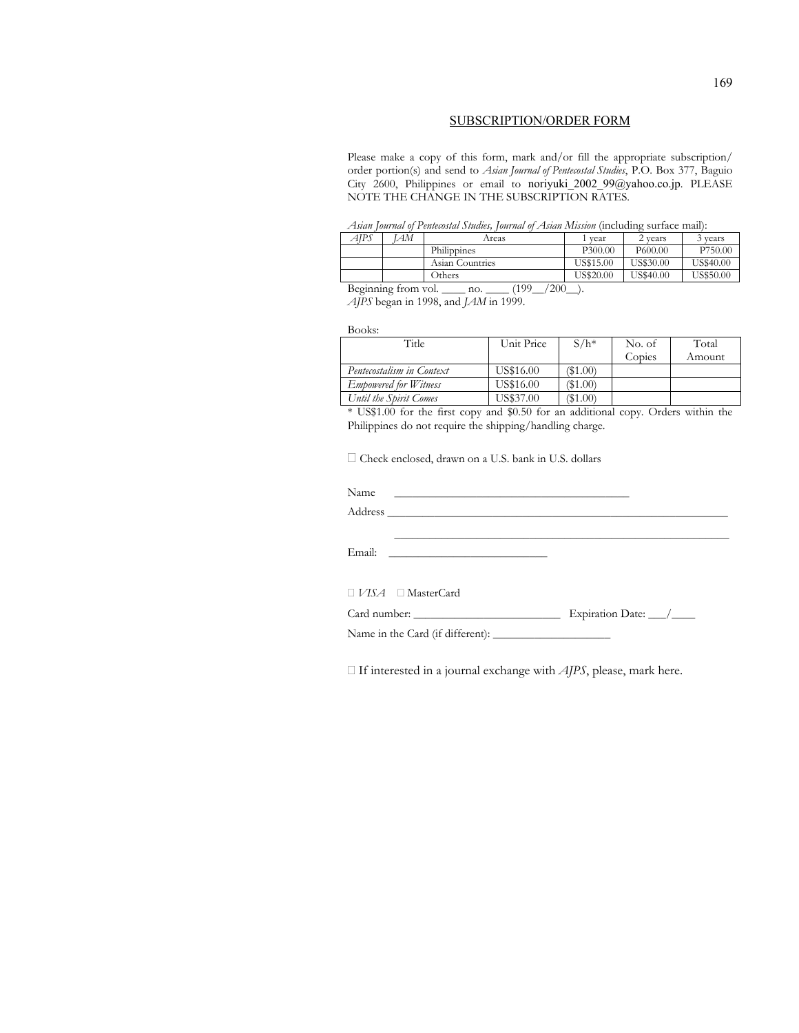## SUBSCRIPTION/ORDER FORM

Please make a copy of this form, mark and/or fill the appropriate subscription/ order portion(s) and send to *Asian Journal of Pentecostal Studies*, P.O. Box 377, Baguio City 2600, Philippines or email to noriyuki_2002_99@yahoo.co.jp. PLEASE NOTE THE CHANGE IN THE SUBSCRIPTION RATES.

*Asian Journal of Pentecostal Studies, Journal of Asian Mission* (including surface mail):

| *AJPS* | *JAM* | Areas | 1 year | 2 years | 3 years |
|---|---|---|---|---|---|
| | | Philippines | P300.00 | P600.00 | P750.00 |
| | | Asian Countries | US$15.00 | US$30.00 | US$40.00 |
| | | Others | US$20.00 | US$40.00 | US$50.00 |

Beginning from vol. ____ no. ____ (199__/200__).
*AJPS* began in 1998, and *JAM* in 1999.

Books:

| Title | Unit Price | S/h* | No. of Copies | Total Amount |
|---|---|---|---|---|
| *Pentecostalism in Context* | US$16.00 | ($1.00) | | |
| *Empowered for Witness* | US$16.00 | ($1.00) | | |
| *Until the Spirit Comes* | US$37.00 | ($1.00) | | |

* US$1.00 for the first copy and $0.50 for an additional copy. Orders within the Philippines do not require the shipping/handling charge.

□ Check enclosed, drawn on a U.S. bank in U.S. dollars

Name ________________________________________

Address ____________________________________________________________

____________________________________________________________

Email: ___________________________

□ *VISA* □ MasterCard

Card number: _________________________ Expiration Date: ___/____

Name in the Card (if different): ____________________

□ If interested in a journal exchange with *AJPS*, please, mark here.